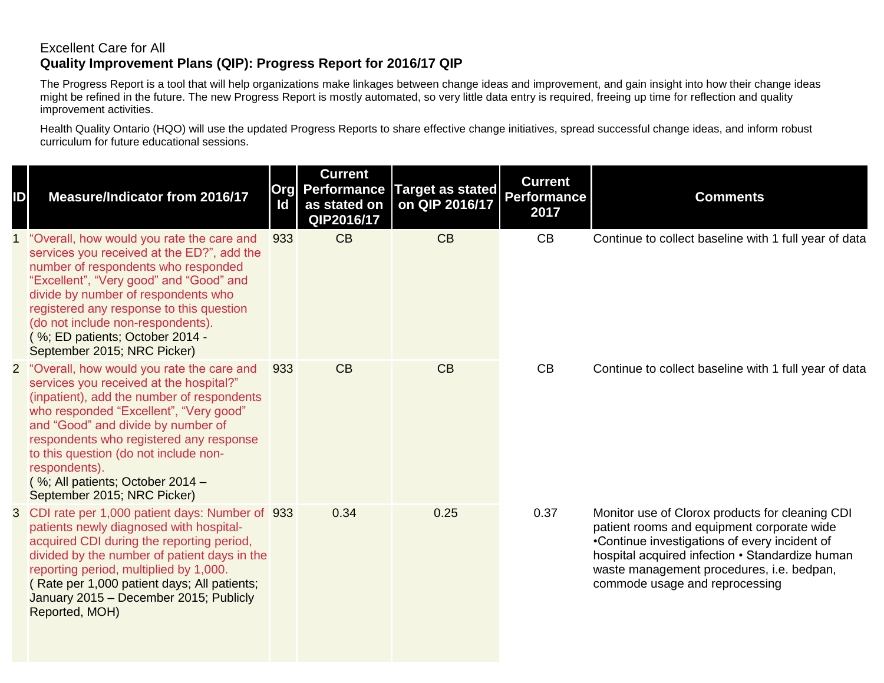Excellent Care for All
**Quality Improvement Plans (QIP): Progress Report for 2016/17 QIP**

The Progress Report is a tool that will help organizations make linkages between change ideas and improvement, and gain insight into how their change ideas might be refined in the future. The new Progress Report is mostly automated, so very little data entry is required, freeing up time for reflection and quality improvement activities.

Health Quality Ontario (HQO) will use the updated Progress Reports to share effective change initiatives, spread successful change ideas, and inform robust curriculum for future educational sessions.

| ID | Measure/Indicator from 2016/17 | Org Id | Current Performance as stated on QIP2016/17 | Target as stated on QIP 2016/17 | Current Performance 2017 | Comments |
|---|---|---|---|---|---|---|
| 1 | "Overall, how would you rate the care and services you received at the ED?", add the number of respondents who responded "Excellent", "Very good" and "Good" and divide by number of respondents who registered any response to this question (do not include non-respondents). ( %; ED patients; October 2014 - September 2015; NRC Picker) | 933 | CB | CB | CB | Continue to collect baseline with 1 full year of data |
| 2 | "Overall, how would you rate the care and services you received at the hospital?" (inpatient), add the number of respondents who responded "Excellent", "Very good" and "Good" and divide by number of respondents who registered any response to this question (do not include non-respondents). ( %; All patients; October 2014 – September 2015; NRC Picker) | 933 | CB | CB | CB | Continue to collect baseline with 1 full year of data |
| 3 | CDI rate per 1,000 patient days: Number of patients newly diagnosed with hospital-acquired CDI during the reporting period, divided by the number of patient days in the reporting period, multiplied by 1,000. ( Rate per 1,000 patient days; All patients; January 2015 – December 2015; Publicly Reported, MOH) | 933 | 0.34 | 0.25 | 0.37 | Monitor use of Clorox products for cleaning CDI patient rooms and equipment corporate wide •Continue investigations of every incident of hospital acquired infection • Standardize human waste management procedures, i.e. bedpan, commode usage and reprocessing |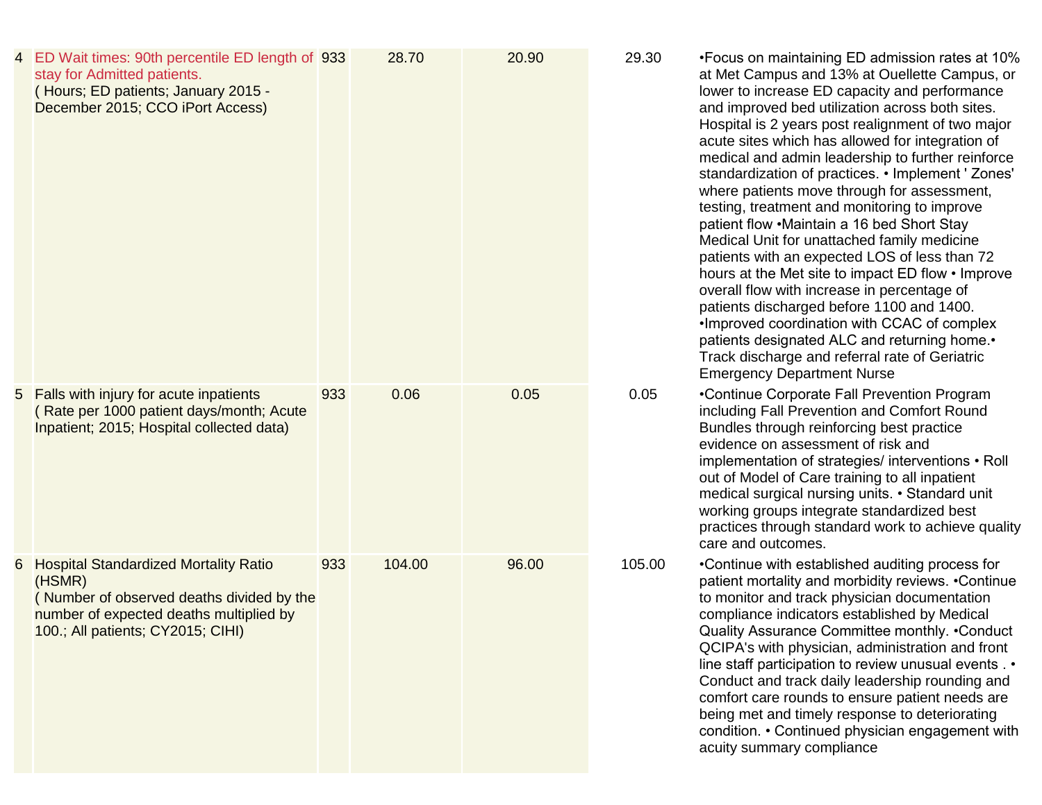| | | | | | | |
|---|---|---|---|---|---|---|
| 4 | ED Wait times: 90th percentile ED length of stay for Admitted patients.<br>( Hours; ED patients; January 2015 - December 2015; CCO iPort Access) | 933 | 28.70 | 20.90 | 29.30 | •Focus on maintaining ED admission rates at 10% at Met Campus and 13% at Ouellette Campus, or lower to increase ED capacity and performance and improved bed utilization across both sites. Hospital is 2 years post realignment of two major acute sites which has allowed for integration of medical and admin leadership to further reinforce standardization of practices. • Implement ' Zones' where patients move through for assessment, testing, treatment and monitoring to improve patient flow •Maintain a 16 bed Short Stay Medical Unit for unattached family medicine patients with an expected LOS of less than 72 hours at the Met site to impact ED flow • Improve overall flow with increase in percentage of patients discharged before 1100 and 1400. •Improved coordination with CCAC of complex patients designated ALC and returning home.• Track discharge and referral rate of Geriatric Emergency Department Nurse |
| 5 | Falls with injury for acute inpatients<br>( Rate per 1000 patient days/month; Acute Inpatient; 2015; Hospital collected data) | 933 | 0.06 | 0.05 | 0.05 | •Continue Corporate Fall Prevention Program including Fall Prevention and Comfort Round Bundles through reinforcing best practice evidence on assessment of risk and implementation of strategies/ interventions • Roll out of Model of Care training to all inpatient medical surgical nursing units. • Standard unit working groups integrate standardized best practices through standard work to achieve quality care and outcomes. |
| 6 | Hospital Standardized Mortality Ratio (HSMR)<br>( Number of observed deaths divided by the number of expected deaths multiplied by 100.; All patients; CY2015; CIHI) | 933 | 104.00 | 96.00 | 105.00 | •Continue with established auditing process for patient mortality and morbidity reviews. •Continue to monitor and track physician documentation compliance indicators established by Medical Quality Assurance Committee monthly. •Conduct QCIPA's with physician, administration and front line staff participation to review unusual events . • Conduct and track daily leadership rounding and comfort care rounds to ensure patient needs are being met and timely response to deteriorating condition. • Continued physician engagement with acuity summary compliance |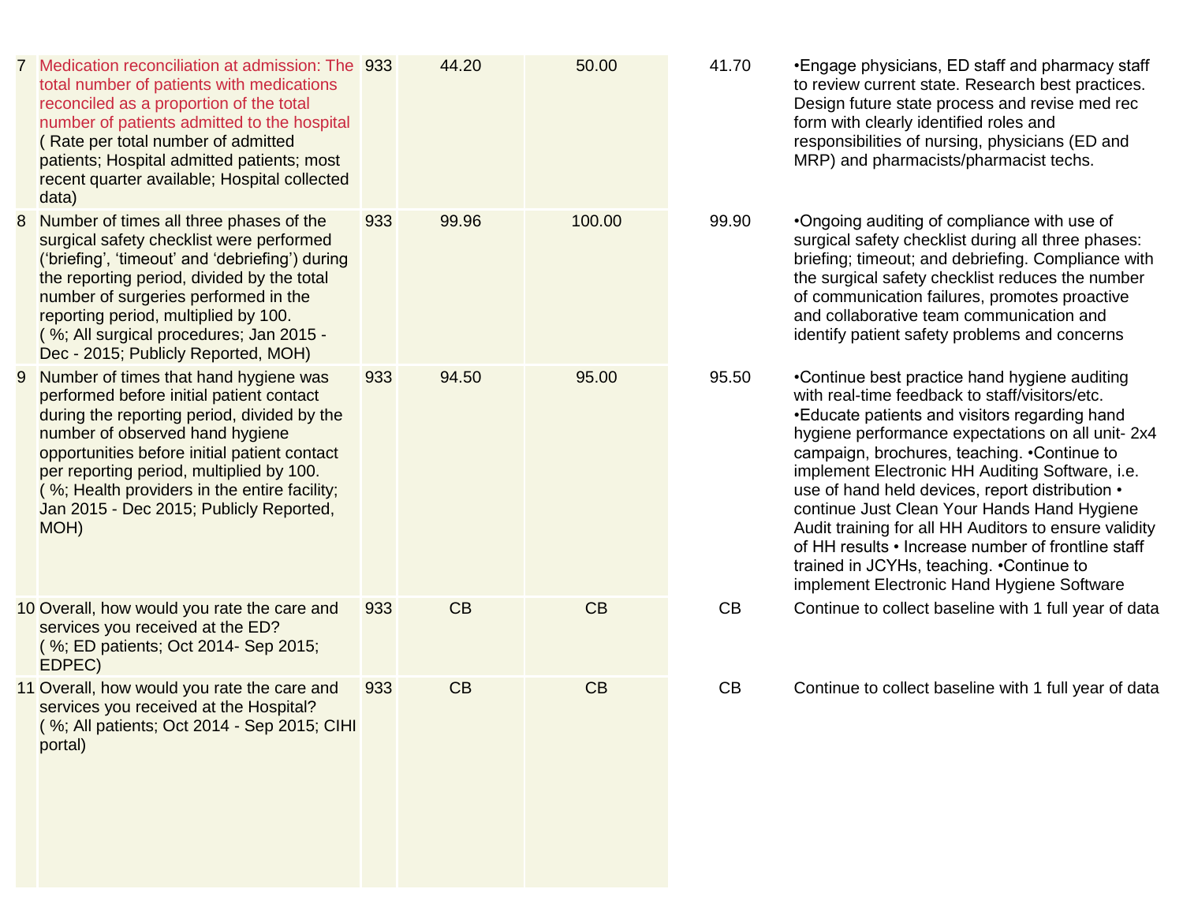| 7 | Medication reconciliation at admission: The total number of patients with medications reconciled as a proportion of the total number of patients admitted to the hospital ( Rate per total number of admitted patients; Hospital admitted patients; most recent quarter available; Hospital collected data) | 933 | 44.20 | 50.00 | 41.70 | •Engage physicians, ED staff and pharmacy staff to review current state. Research best practices. Design future state process and revise med rec form with clearly identified roles and responsibilities of nursing, physicians (ED and MRP) and pharmacists/pharmacist techs. |
|---|---|---|---|---|---|---|
| 8 | Number of times all three phases of the surgical safety checklist were performed ('briefing', 'timeout' and 'debriefing') during the reporting period, divided by the total number of surgeries performed in the reporting period, multiplied by 100. ( %; All surgical procedures; Jan 2015 - Dec - 2015; Publicly Reported, MOH) | 933 | 99.96 | 100.00 | 99.90 | •Ongoing auditing of compliance with use of surgical safety checklist during all three phases: briefing; timeout; and debriefing. Compliance with the surgical safety checklist reduces the number of communication failures, promotes proactive and collaborative team communication and identify patient safety problems and concerns |
| 9 | Number of times that hand hygiene was performed before initial patient contact during the reporting period, divided by the number of observed hand hygiene opportunities before initial patient contact per reporting period, multiplied by 100. ( %; Health providers in the entire facility; Jan 2015 - Dec 2015; Publicly Reported, MOH) | 933 | 94.50 | 95.00 | 95.50 | •Continue best practice hand hygiene auditing with real-time feedback to staff/visitors/etc. •Educate patients and visitors regarding hand hygiene performance expectations on all unit- 2x4 campaign, brochures, teaching. •Continue to implement Electronic HH Auditing Software, i.e. use of hand held devices, report distribution • continue Just Clean Your Hands Hand Hygiene Audit training for all HH Auditors to ensure validity of HH results • Increase number of frontline staff trained in JCYHs, teaching. •Continue to implement Electronic Hand Hygiene Software |
| 10 | Overall, how would you rate the care and services you received at the ED? ( %; ED patients; Oct 2014- Sep 2015; EDPEC) | 933 | CB | CB | CB | Continue to collect baseline with 1 full year of data |
| 11 | Overall, how would you rate the care and services you received at the Hospital? ( %; All patients; Oct 2014 - Sep 2015; CIHI portal) | 933 | CB | CB | CB | Continue to collect baseline with 1 full year of data |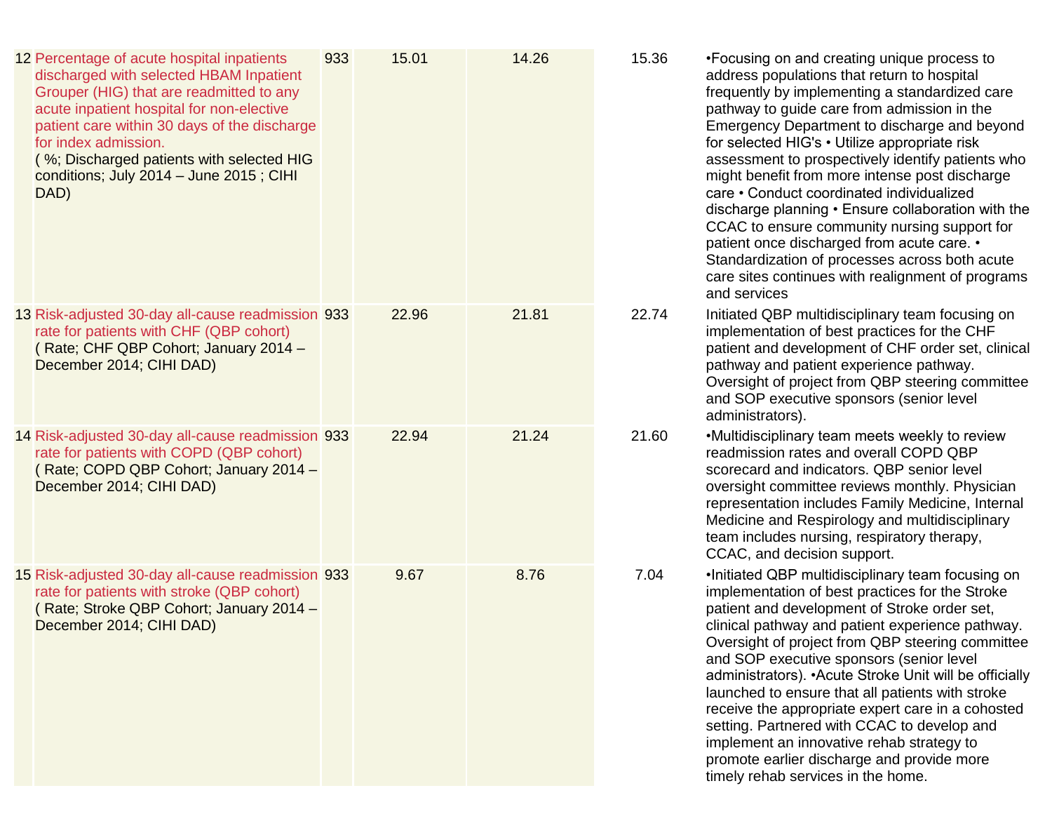| | | | | | | |
|---|---|---|---|---|---|---|
| 12 | Percentage of acute hospital inpatients discharged with selected HBAM Inpatient Grouper (HIG) that are readmitted to any acute inpatient hospital for non-elective patient care within 30 days of the discharge for index admission.<br>( %; Discharged patients with selected HIG conditions; July 2014 – June 2015 ; CIHI DAD) | 933 | 15.01 | 14.26 | 15.36 | •Focusing on and creating unique process to address populations that return to hospital frequently by implementing a standardized care pathway to guide care from admission in the Emergency Department to discharge and beyond for selected HIG's • Utilize appropriate risk assessment to prospectively identify patients who might benefit from more intense post discharge care • Conduct coordinated individualized discharge planning • Ensure collaboration with the CCAC to ensure community nursing support for patient once discharged from acute care. • Standardization of processes across both acute care sites continues with realignment of programs and services |
| 13 | Risk-adjusted 30-day all-cause readmission rate for patients with CHF (QBP cohort)<br>( Rate; CHF QBP Cohort; January 2014 – December 2014; CIHI DAD) | 933 | 22.96 | 21.81 | 22.74 | Initiated QBP multidisciplinary team focusing on implementation of best practices for the CHF patient and development of CHF order set, clinical pathway and patient experience pathway. Oversight of project from QBP steering committee and SOP executive sponsors (senior level administrators). |
| 14 | Risk-adjusted 30-day all-cause readmission rate for patients with COPD (QBP cohort)<br>( Rate; COPD QBP Cohort; January 2014 – December 2014; CIHI DAD) | 933 | 22.94 | 21.24 | 21.60 | •Multidisciplinary team meets weekly to review readmission rates and overall COPD QBP scorecard and indicators. QBP senior level oversight committee reviews monthly. Physician representation includes Family Medicine, Internal Medicine and Respirology and multidisciplinary team includes nursing, respiratory therapy, CCAC, and decision support. |
| 15 | Risk-adjusted 30-day all-cause readmission rate for patients with stroke (QBP cohort)<br>( Rate; Stroke QBP Cohort; January 2014 – December 2014; CIHI DAD) | 933 | 9.67 | 8.76 | 7.04 | •Initiated QBP multidisciplinary team focusing on implementation of best practices for the Stroke patient and development of Stroke order set, clinical pathway and patient experience pathway. Oversight of project from QBP steering committee and SOP executive sponsors (senior level administrators). •Acute Stroke Unit will be officially launched to ensure that all patients with stroke receive the appropriate expert care in a cohosted setting. Partnered with CCAC to develop and implement an innovative rehab strategy to promote earlier discharge and provide more timely rehab services in the home. |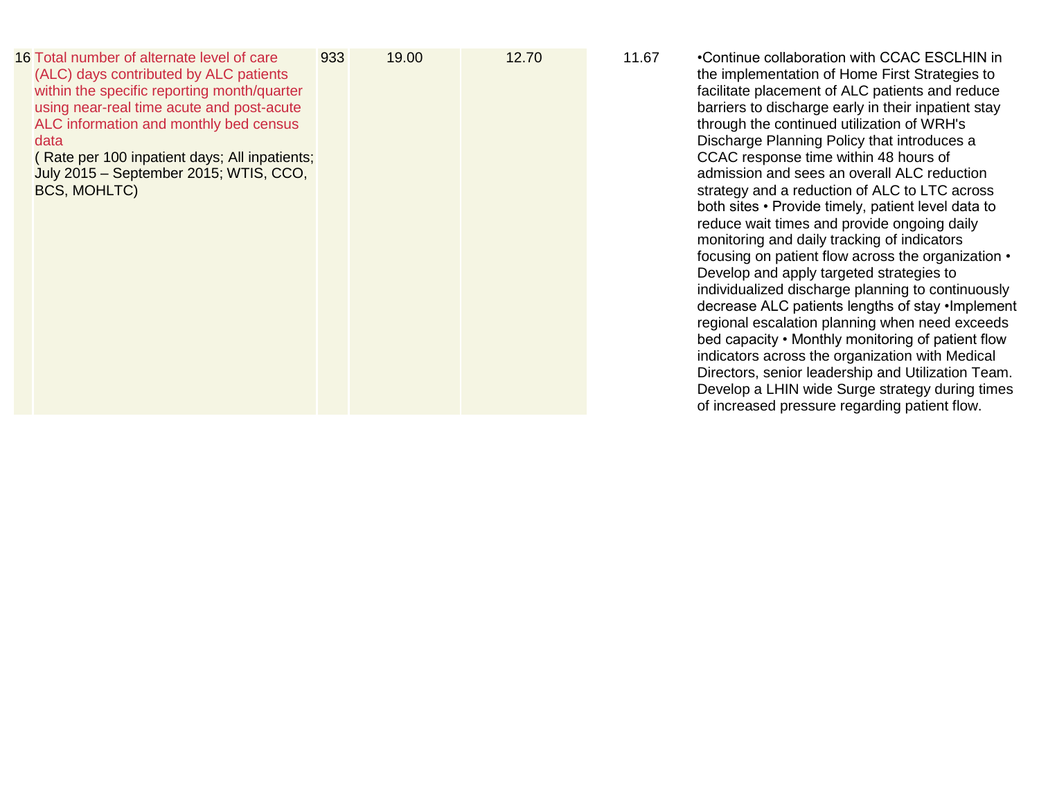| | | | | | | |
|---|---|---|---|---|---|---|
| 16 | Total number of alternate level of care (ALC) days contributed by ALC patients within the specific reporting month/quarter using near-real time acute and post-acute ALC information and monthly bed census data ( Rate per 100 inpatient days; All inpatients; July 2015 – September 2015; WTIS, CCO, BCS, MOHLTC) | 933 | 19.00 | 12.70 | 11.67 | •Continue collaboration with CCAC ESCLHIN in the implementation of Home First Strategies to facilitate placement of ALC patients and reduce barriers to discharge early in their inpatient stay through the continued utilization of WRH's Discharge Planning Policy that introduces a CCAC response time within 48 hours of admission and sees an overall ALC reduction strategy and a reduction of ALC to LTC across both sites • Provide timely, patient level data to reduce wait times and provide ongoing daily monitoring and daily tracking of indicators focusing on patient flow across the organization • Develop and apply targeted strategies to individualized discharge planning to continuously decrease ALC patients lengths of stay •Implement regional escalation planning when need exceeds bed capacity • Monthly monitoring of patient flow indicators across the organization with Medical Directors, senior leadership and Utilization Team. Develop a LHIN wide Surge strategy during times of increased pressure regarding patient flow. |